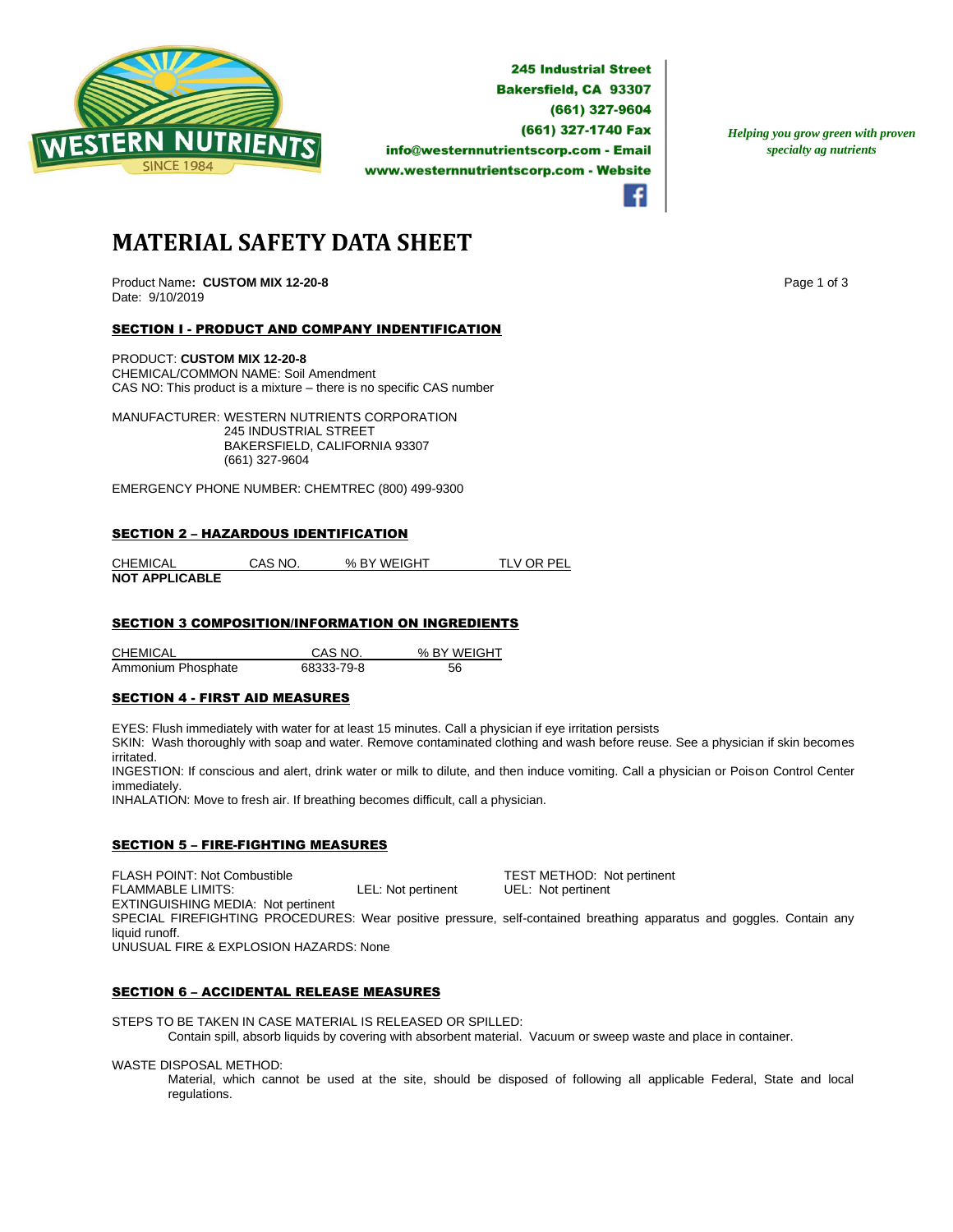WESTERN NUTRIENTS
SINCE 1984

**245 Industrial Street**
**Bakersfield, CA 93307**
**(661) 327-9604**
**(661) 327-1740 Fax**
**info@westernnutrientscorp.com - Email**
**www.westernnutrientscorp.com - Website**

*Helping you grow green with proven specialty ag nutrients*

# MATERIAL SAFETY DATA SHEET

Product Name**: CUSTOM MIX 12-20-8**
Date: 9/10/2019

## SECTION I - PRODUCT AND COMPANY INDENTIFICATION

PRODUCT: **CUSTOM MIX 12-20-8**
CHEMICAL/COMMON NAME: Soil Amendment
CAS NO: This product is a mixture – there is no specific CAS number

MANUFACTURER: WESTERN NUTRIENTS CORPORATION
245 INDUSTRIAL STREET
BAKERSFIELD, CALIFORNIA 93307
(661) 327-9604

EMERGENCY PHONE NUMBER: CHEMTREC (800) 499-9300

## SECTION 2 – HAZARDOUS IDENTIFICATION

| CHEMICAL | CAS NO. | % BY WEIGHT | TLV OR PEL |
|---|---|---|---|
| **NOT APPLICABLE** | | | |

## SECTION 3 COMPOSITION/INFORMATION ON INGREDIENTS

| CHEMICAL | CAS NO. | % BY WEIGHT |
|---|---|---|
| Ammonium Phosphate | 68333-79-8 | 56 |

## SECTION 4 - FIRST AID MEASURES

EYES: Flush immediately with water for at least 15 minutes. Call a physician if eye irritation persists
SKIN: Wash thoroughly with soap and water. Remove contaminated clothing and wash before reuse. See a physician if skin becomes irritated.
INGESTION: If conscious and alert, drink water or milk to dilute, and then induce vomiting. Call a physician or Poison Control Center immediately.
INHALATION: Move to fresh air. If breathing becomes difficult, call a physician.

## SECTION 5 – FIRE-FIGHTING MEASURES

FLASH POINT: Not Combustible — TEST METHOD: Not pertinent
FLAMMABLE LIMITS: LEL: Not pertinent — UEL: Not pertinent
EXTINGUISHING MEDIA: Not pertinent
SPECIAL FIREFIGHTING PROCEDURES: Wear positive pressure, self-contained breathing apparatus and goggles. Contain any liquid runoff.
UNUSUAL FIRE & EXPLOSION HAZARDS: None

## SECTION 6 – ACCIDENTAL RELEASE MEASURES

STEPS TO BE TAKEN IN CASE MATERIAL IS RELEASED OR SPILLED:
Contain spill, absorb liquids by covering with absorbent material. Vacuum or sweep waste and place in container.

WASTE DISPOSAL METHOD:
Material, which cannot be used at the site, should be disposed of following all applicable Federal, State and local regulations.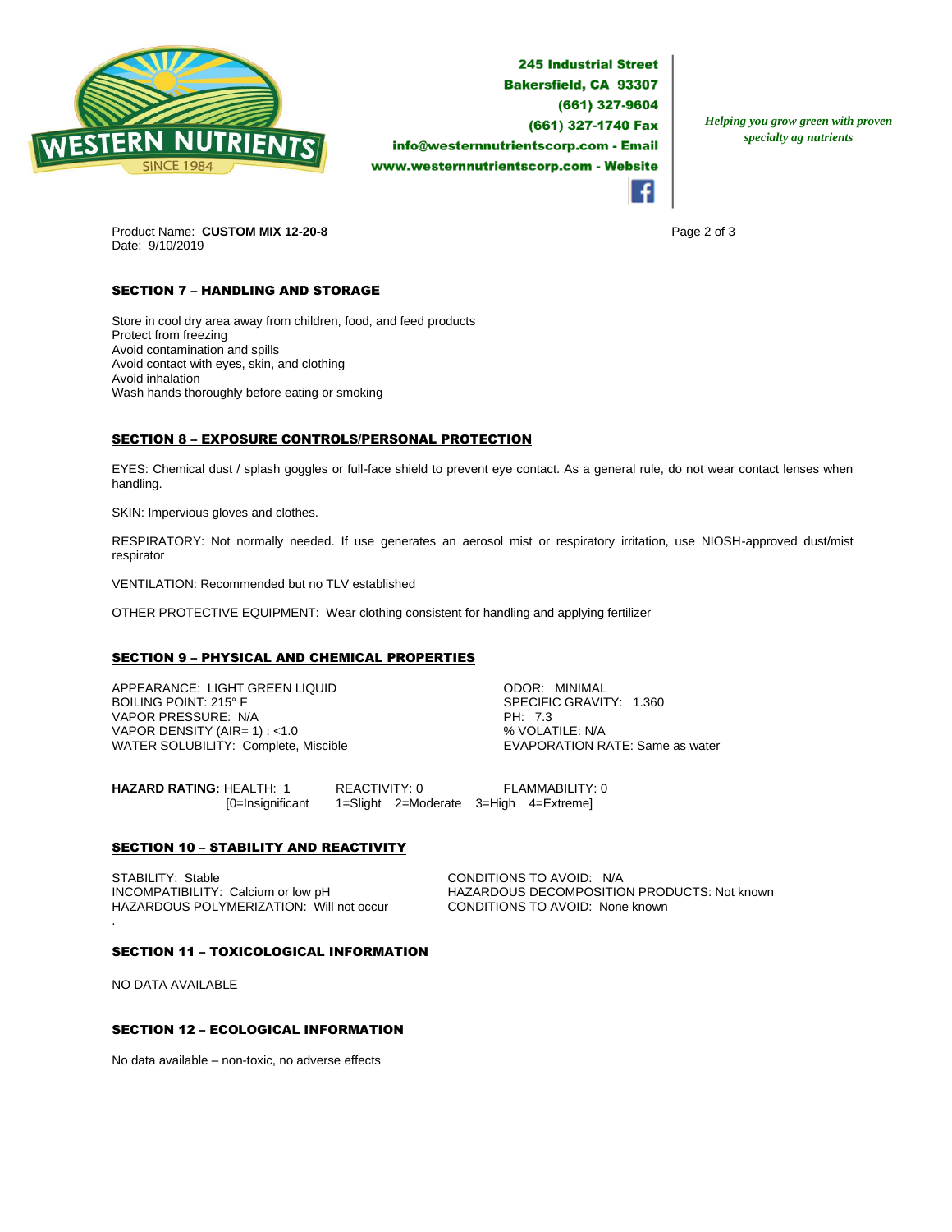Product Name: **CUSTOM MIX 12-20-8**
Date: 9/10/2019

## SECTION 7 – HANDLING AND STORAGE

Store in cool dry area away from children, food, and feed products
Protect from freezing
Avoid contamination and spills
Avoid contact with eyes, skin, and clothing
Avoid inhalation
Wash hands thoroughly before eating or smoking

## SECTION 8 – EXPOSURE CONTROLS/PERSONAL PROTECTION

EYES: Chemical dust / splash goggles or full-face shield to prevent eye contact. As a general rule, do not wear contact lenses when handling.

SKIN: Impervious gloves and clothes.

RESPIRATORY: Not normally needed. If use generates an aerosol mist or respiratory irritation, use NIOSH-approved dust/mist respirator

VENTILATION: Recommended but no TLV established

OTHER PROTECTIVE EQUIPMENT: Wear clothing consistent for handling and applying fertilizer

## SECTION 9 – PHYSICAL AND CHEMICAL PROPERTIES

APPEARANCE: LIGHT GREEN LIQUID
BOILING POINT: 215° F
VAPOR PRESSURE: N/A
VAPOR DENSITY (AIR= 1) : <1.0
WATER SOLUBILITY: Complete, Miscible

ODOR: MINIMAL
SPECIFIC GRAVITY: 1.360
PH: 7.3
% VOLATILE: N/A
EVAPORATION RATE: Same as water

**HAZARD RATING:** HEALTH: 1 REACTIVITY: 0 FLAMMABILITY: 0
[0=Insignificant 1=Slight 2=Moderate 3=High 4=Extreme]

## SECTION 10 – STABILITY AND REACTIVITY

STABILITY: Stable
INCOMPATIBILITY: Calcium or low pH
HAZARDOUS POLYMERIZATION: Will not occur

CONDITIONS TO AVOID: N/A
HAZARDOUS DECOMPOSITION PRODUCTS: Not known
CONDITIONS TO AVOID: None known

## SECTION 11 – TOXICOLOGICAL INFORMATION

NO DATA AVAILABLE

## SECTION 12 – ECOLOGICAL INFORMATION

No data available – non-toxic, no adverse effects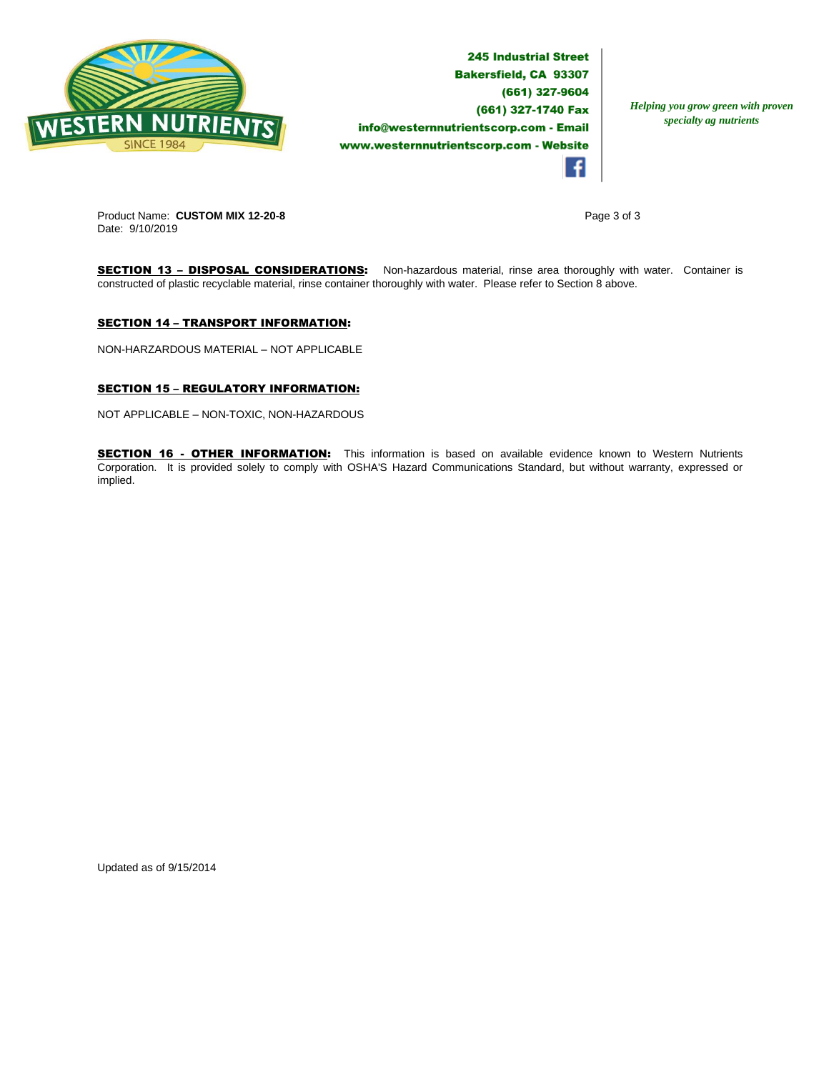Product Name: **CUSTOM MIX 12-20-8**
Date: 9/10/2019

**SECTION 13 – DISPOSAL CONSIDERATIONS:** Non-hazardous material, rinse area thoroughly with water. Container is constructed of plastic recyclable material, rinse container thoroughly with water. Please refer to Section 8 above.

**SECTION 14 – TRANSPORT INFORMATION:**

NON-HARZARDOUS MATERIAL – NOT APPLICABLE

**SECTION 15 – REGULATORY INFORMATION:**

NOT APPLICABLE – NON-TOXIC, NON-HAZARDOUS

**SECTION 16 - OTHER INFORMATION:** This information is based on available evidence known to Western Nutrients Corporation. It is provided solely to comply with OSHA'S Hazard Communications Standard, but without warranty, expressed or implied.

Updated as of 9/15/2014